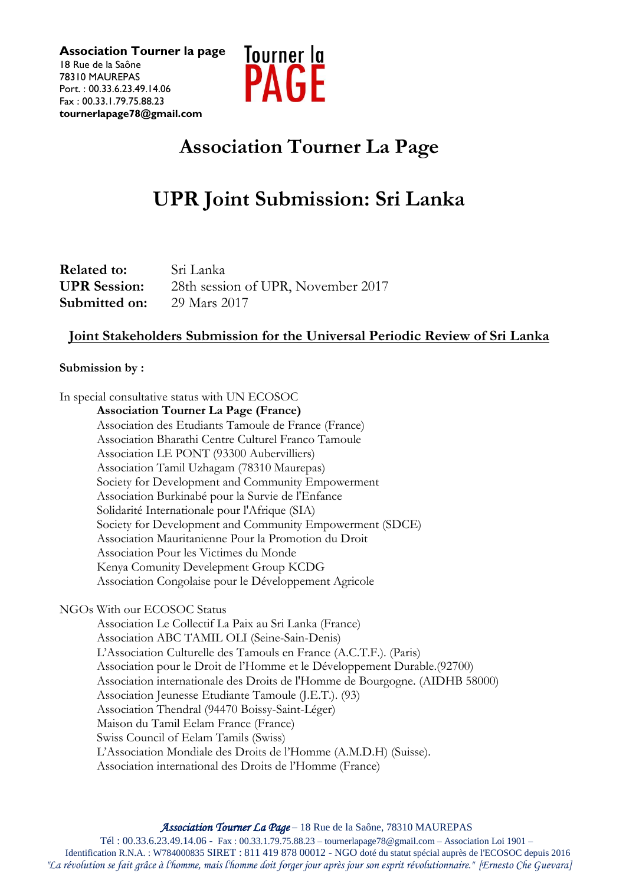**Association Tourner la page**
18 Rue de la Saône
78310 MAUREPAS
Port. : 00.33.6.23.49.14.06
Fax : 00.33.1.79.75.88.23
**tournerlapage78@gmail.com**

Tourner la PAGE

# Association Tourner La Page

# UPR Joint Submission: Sri Lanka

**Related to:** Sri Lanka
**UPR Session:** 28th session of UPR, November 2017
**Submitted on:** 29 Mars 2017

## Joint Stakeholders Submission for the Universal Periodic Review of Sri Lanka

**Submission by :**

In special consultative status with UN ECOSOC

- **Association Tourner La Page (France)**
- Association des Etudiants Tamoule de France (France)
- Association Bharathi Centre Culturel Franco Tamoule
- Association LE PONT (93300 Aubervilliers)
- Association Tamil Uzhagam (78310 Maurepas)
- Society for Development and Community Empowerment
- Association Burkinabé pour la Survie de l'Enfance
- Solidarité Internationale pour l'Afrique (SIA)
- Society for Development and Community Empowerment (SDCE)
- Association Mauritanienne Pour la Promotion du Droit
- Association Pour les Victimes du Monde
- Kenya Comunity Develepment Group KCDG
- Association Congolaise pour le Développement Agricole

NGOs With our ECOSOC Status

- Association Le Collectif La Paix au Sri Lanka (France)
- Association ABC TAMIL OLI (Seine-Sain-Denis)
- L'Association Culturelle des Tamouls en France (A.C.T.F.). (Paris)
- Association pour le Droit de l'Homme et le Développement Durable.(92700)
- Association internationale des Droits de l'Homme de Bourgogne. (AIDHB 58000)
- Association Jeunesse Etudiante Tamoule (J.E.T.). (93)
- Association Thendral (94470 Boissy-Saint-Léger)
- Maison du Tamil Eelam France (France)
- Swiss Council of Eelam Tamils (Swiss)
- L'Association Mondiale des Droits de l'Homme (A.M.D.H) (Suisse).
- Association international des Droits de l'Homme (France)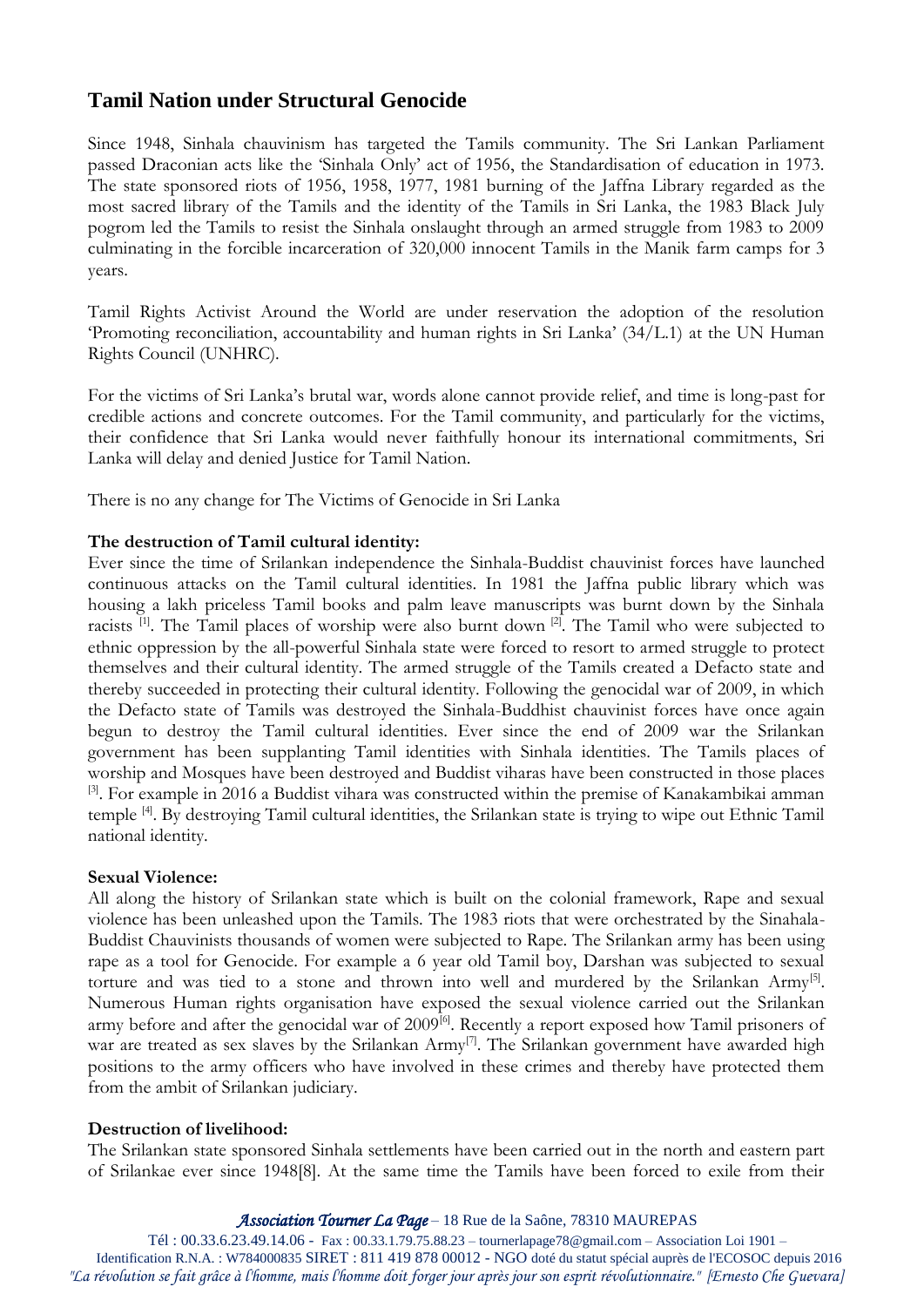## Tamil Nation under Structural Genocide

Since 1948, Sinhala chauvinism has targeted the Tamils community. The Sri Lankan Parliament passed Draconian acts like the 'Sinhala Only' act of 1956, the Standardisation of education in 1973. The state sponsored riots of 1956, 1958, 1977, 1981 burning of the Jaffna Library regarded as the most sacred library of the Tamils and the identity of the Tamils in Sri Lanka, the 1983 Black July pogrom led the Tamils to resist the Sinhala onslaught through an armed struggle from 1983 to 2009 culminating in the forcible incarceration of 320,000 innocent Tamils in the Manik farm camps for 3 years.

Tamil Rights Activist Around the World are under reservation the adoption of the resolution 'Promoting reconciliation, accountability and human rights in Sri Lanka' (34/L.1) at the UN Human Rights Council (UNHRC).

For the victims of Sri Lanka's brutal war, words alone cannot provide relief, and time is long-past for credible actions and concrete outcomes. For the Tamil community, and particularly for the victims, their confidence that Sri Lanka would never faithfully honour its international commitments, Sri Lanka will delay and denied Justice for Tamil Nation.

There is no any change for The Victims of Genocide in Sri Lanka

**The destruction of Tamil cultural identity:**
Ever since the time of Srilankan independence the Sinhala-Buddist chauvinist forces have launched continuous attacks on the Tamil cultural identities. In 1981 the Jaffna public library which was housing a lakh priceless Tamil books and palm leave manuscripts was burnt down by the Sinhala racists [1]. The Tamil places of worship were also burnt down [2]. The Tamil who were subjected to ethnic oppression by the all-powerful Sinhala state were forced to resort to armed struggle to protect themselves and their cultural identity. The armed struggle of the Tamils created a Defacto state and thereby succeeded in protecting their cultural identity. Following the genocidal war of 2009, in which the Defacto state of Tamils was destroyed the Sinhala-Buddhist chauvinist forces have once again begun to destroy the Tamil cultural identities. Ever since the end of 2009 war the Srilankan government has been supplanting Tamil identities with Sinhala identities. The Tamils places of worship and Mosques have been destroyed and Buddist viharas have been constructed in those places [3]. For example in 2016 a Buddist vihara was constructed within the premise of Kanakambikai amman temple [4]. By destroying Tamil cultural identities, the Srilankan state is trying to wipe out Ethnic Tamil national identity.

**Sexual Violence:**
All along the history of Srilankan state which is built on the colonial framework, Rape and sexual violence has been unleashed upon the Tamils. The 1983 riots that were orchestrated by the Sinahala-Buddist Chauvinists thousands of women were subjected to Rape. The Srilankan army has been using rape as a tool for Genocide. For example a 6 year old Tamil boy, Darshan was subjected to sexual torture and was tied to a stone and thrown into well and murdered by the Srilankan Army[5]. Numerous Human rights organisation have exposed the sexual violence carried out the Srilankan army before and after the genocidal war of 2009[6]. Recently a report exposed how Tamil prisoners of war are treated as sex slaves by the Srilankan Army[7]. The Srilankan government have awarded high positions to the army officers who have involved in these crimes and thereby have protected them from the ambit of Srilankan judiciary.

**Destruction of livelihood:**
The Srilankan state sponsored Sinhala settlements have been carried out in the north and eastern part of Srilankae ever since 1948[8]. At the same time the Tamils have been forced to exile from their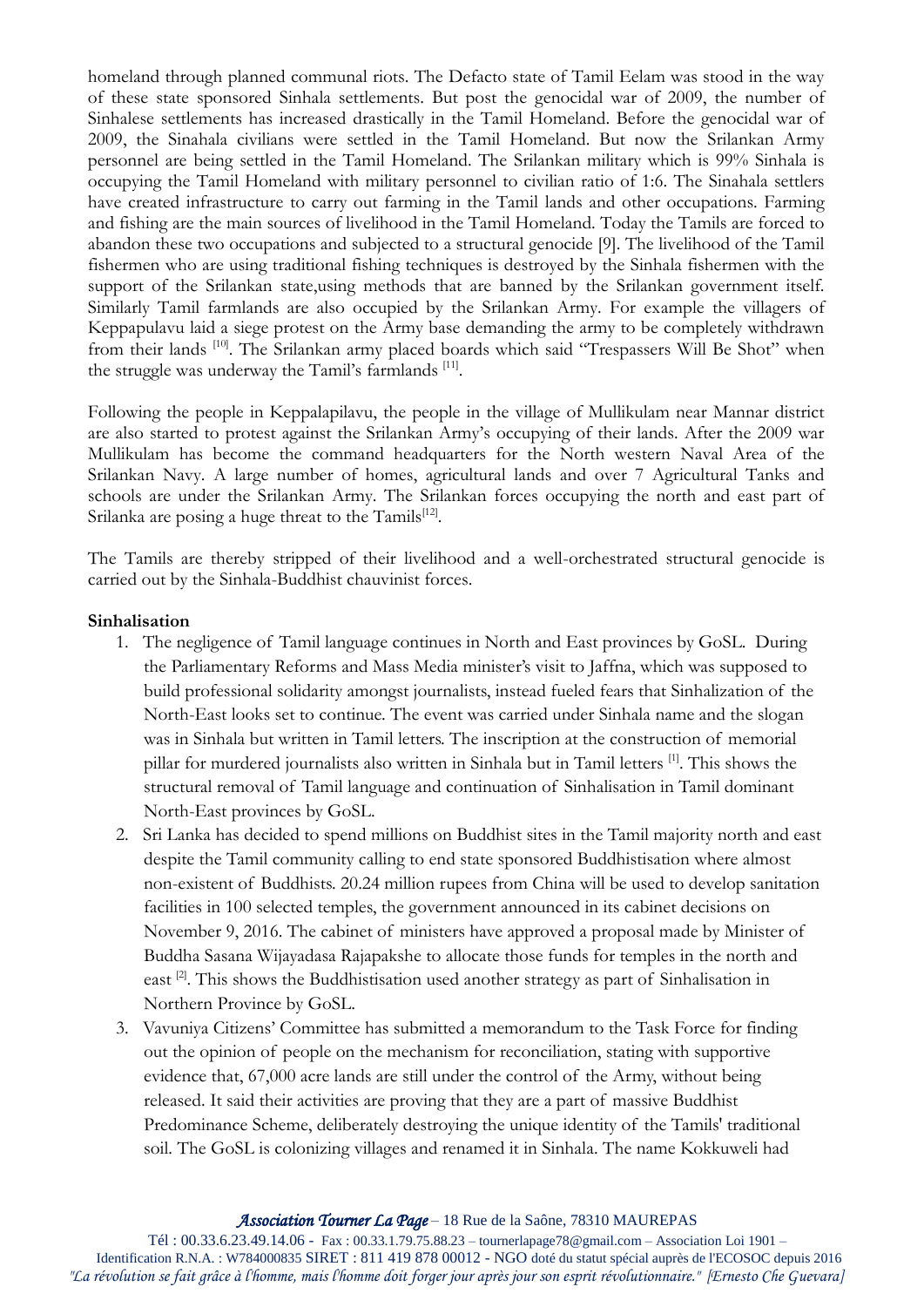homeland through planned communal riots. The Defacto state of Tamil Eelam was stood in the way of these state sponsored Sinhala settlements. But post the genocidal war of 2009, the number of Sinhalese settlements has increased drastically in the Tamil Homeland. Before the genocidal war of 2009, the Sinahala civilians were settled in the Tamil Homeland. But now the Srilankan Army personnel are being settled in the Tamil Homeland. The Srilankan military which is 99% Sinhala is occupying the Tamil Homeland with military personnel to civilian ratio of 1:6. The Sinahala settlers have created infrastructure to carry out farming in the Tamil lands and other occupations. Farming and fishing are the main sources of livelihood in the Tamil Homeland. Today the Tamils are forced to abandon these two occupations and subjected to a structural genocide [9]. The livelihood of the Tamil fishermen who are using traditional fishing techniques is destroyed by the Sinhala fishermen with the support of the Srilankan state,using methods that are banned by the Srilankan government itself. Similarly Tamil farmlands are also occupied by the Srilankan Army. For example the villagers of Keppapulavu laid a siege protest on the Army base demanding the army to be completely withdrawn from their lands [10]. The Srilankan army placed boards which said "Trespassers Will Be Shot" when the struggle was underway the Tamil's farmlands [11].

Following the people in Keppalapilavu, the people in the village of Mullikulam near Mannar district are also started to protest against the Srilankan Army's occupying of their lands. After the 2009 war Mullikulam has become the command headquarters for the North western Naval Area of the Srilankan Navy. A large number of homes, agricultural lands and over 7 Agricultural Tanks and schools are under the Srilankan Army. The Srilankan forces occupying the north and east part of Srilanka are posing a huge threat to the Tamils[12].

The Tamils are thereby stripped of their livelihood and a well-orchestrated structural genocide is carried out by the Sinhala-Buddhist chauvinist forces.

**Sinhalisation**

1. The negligence of Tamil language continues in North and East provinces by GoSL. During the Parliamentary Reforms and Mass Media minister's visit to Jaffna, which was supposed to build professional solidarity amongst journalists, instead fueled fears that Sinhalization of the North-East looks set to continue. The event was carried under Sinhala name and the slogan was in Sinhala but written in Tamil letters. The inscription at the construction of memorial pillar for murdered journalists also written in Sinhala but in Tamil letters [1]. This shows the structural removal of Tamil language and continuation of Sinhalisation in Tamil dominant North-East provinces by GoSL.
2. Sri Lanka has decided to spend millions on Buddhist sites in the Tamil majority north and east despite the Tamil community calling to end state sponsored Buddhistisation where almost non-existent of Buddhists. 20.24 million rupees from China will be used to develop sanitation facilities in 100 selected temples, the government announced in its cabinet decisions on November 9, 2016. The cabinet of ministers have approved a proposal made by Minister of Buddha Sasana Wijayadasa Rajapakshe to allocate those funds for temples in the north and east [2]. This shows the Buddhistisation used another strategy as part of Sinhalisation in Northern Province by GoSL.
3. Vavuniya Citizens' Committee has submitted a memorandum to the Task Force for finding out the opinion of people on the mechanism for reconciliation, stating with supportive evidence that, 67,000 acre lands are still under the control of the Army, without being released. It said their activities are proving that they are a part of massive Buddhist Predominance Scheme, deliberately destroying the unique identity of the Tamils' traditional soil. The GoSL is colonizing villages and renamed it in Sinhala. The name Kokkuweli had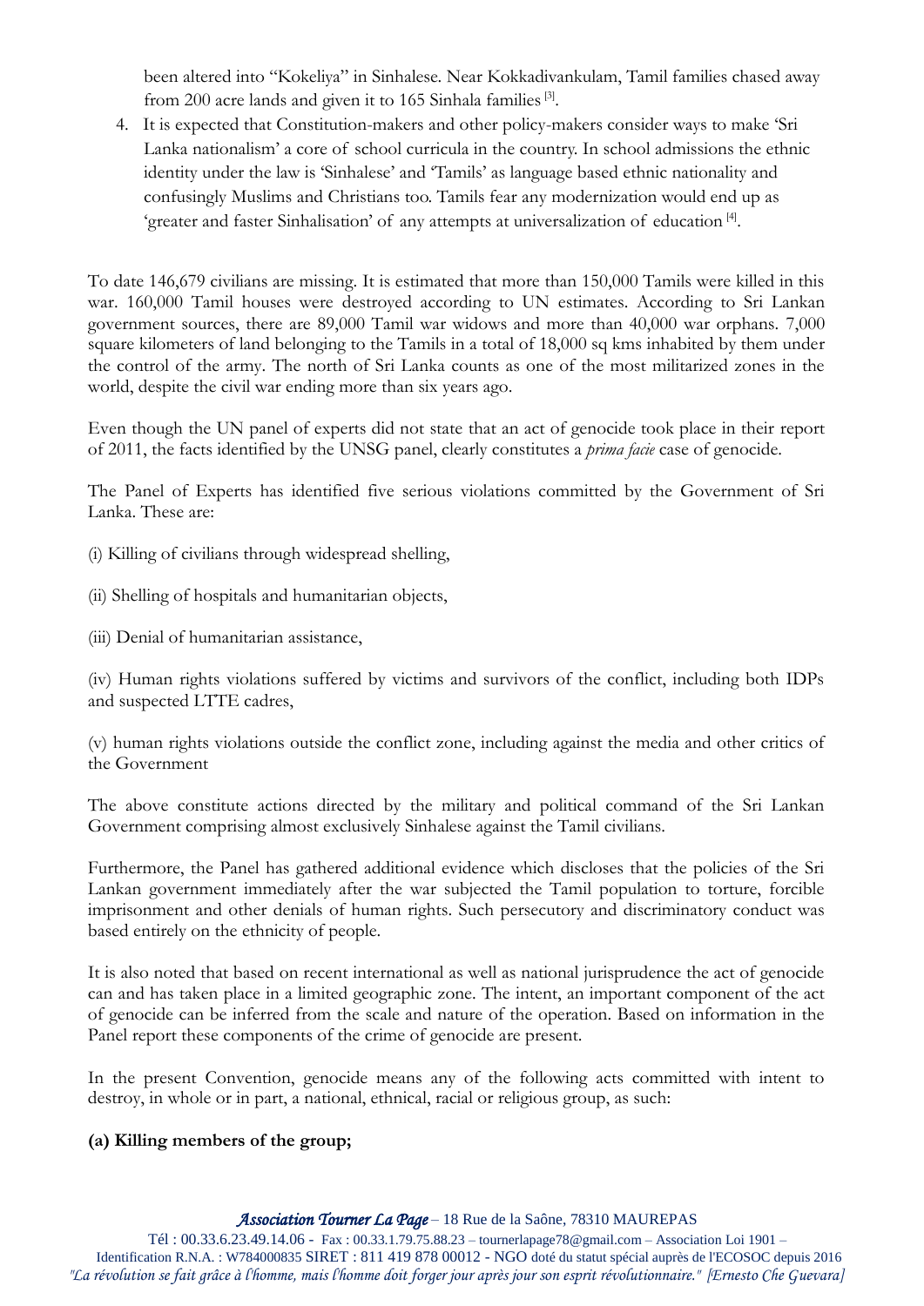been altered into "Kokeliya" in Sinhalese. Near Kokkadivankulam, Tamil families chased away from 200 acre lands and given it to 165 Sinhala families [3].

4. It is expected that Constitution-makers and other policy-makers consider ways to make 'Sri Lanka nationalism' a core of school curricula in the country. In school admissions the ethnic identity under the law is 'Sinhalese' and 'Tamils' as language based ethnic nationality and confusingly Muslims and Christians too. Tamils fear any modernization would end up as 'greater and faster Sinhalisation' of any attempts at universalization of education [4].

To date 146,679 civilians are missing. It is estimated that more than 150,000 Tamils were killed in this war. 160,000 Tamil houses were destroyed according to UN estimates. According to Sri Lankan government sources, there are 89,000 Tamil war widows and more than 40,000 war orphans. 7,000 square kilometers of land belonging to the Tamils in a total of 18,000 sq kms inhabited by them under the control of the army. The north of Sri Lanka counts as one of the most militarized zones in the world, despite the civil war ending more than six years ago.

Even though the UN panel of experts did not state that an act of genocide took place in their report of 2011, the facts identified by the UNSG panel, clearly constitutes a *prima facie* case of genocide.

The Panel of Experts has identified five serious violations committed by the Government of Sri Lanka. These are:

(i) Killing of civilians through widespread shelling,

(ii) Shelling of hospitals and humanitarian objects,

(iii) Denial of humanitarian assistance,

(iv) Human rights violations suffered by victims and survivors of the conflict, including both IDPs and suspected LTTE cadres,

(v) human rights violations outside the conflict zone, including against the media and other critics of the Government

The above constitute actions directed by the military and political command of the Sri Lankan Government comprising almost exclusively Sinhalese against the Tamil civilians.

Furthermore, the Panel has gathered additional evidence which discloses that the policies of the Sri Lankan government immediately after the war subjected the Tamil population to torture, forcible imprisonment and other denials of human rights. Such persecutory and discriminatory conduct was based entirely on the ethnicity of people.

It is also noted that based on recent international as well as national jurisprudence the act of genocide can and has taken place in a limited geographic zone. The intent, an important component of the act of genocide can be inferred from the scale and nature of the operation. Based on information in the Panel report these components of the crime of genocide are present.

In the present Convention, genocide means any of the following acts committed with intent to destroy, in whole or in part, a national, ethnical, racial or religious group, as such:

**(a) Killing members of the group;**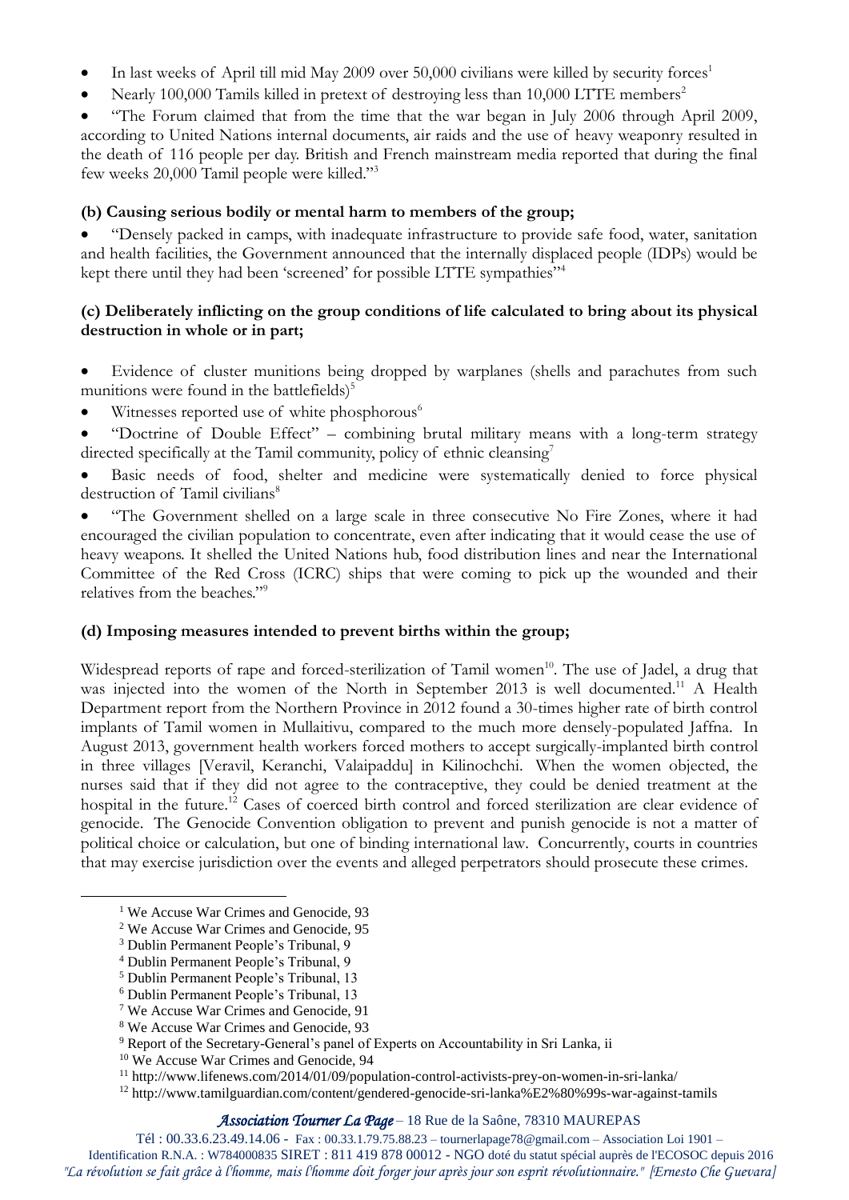- In last weeks of April till mid May 2009 over 50,000 civilians were killed by security forces[1]
- Nearly 100,000 Tamils killed in pretext of destroying less than 10,000 LTTE members[2]
- "The Forum claimed that from the time that the war began in July 2006 through April 2009, according to United Nations internal documents, air raids and the use of heavy weaponry resulted in the death of 116 people per day. British and French mainstream media reported that during the final few weeks 20,000 Tamil people were killed."[3]

**(b) Causing serious bodily or mental harm to members of the group;**

- "Densely packed in camps, with inadequate infrastructure to provide safe food, water, sanitation and health facilities, the Government announced that the internally displaced people (IDPs) would be kept there until they had been 'screened' for possible LTTE sympathies"[4]

**(c) Deliberately inflicting on the group conditions of life calculated to bring about its physical destruction in whole or in part;**

- Evidence of cluster munitions being dropped by warplanes (shells and parachutes from such munitions were found in the battlefields)[5]
- Witnesses reported use of white phosphorous[6]
- "Doctrine of Double Effect" – combining brutal military means with a long-term strategy directed specifically at the Tamil community, policy of ethnic cleansing[7]
- Basic needs of food, shelter and medicine were systematically denied to force physical destruction of Tamil civilians[8]
- "The Government shelled on a large scale in three consecutive No Fire Zones, where it had encouraged the civilian population to concentrate, even after indicating that it would cease the use of heavy weapons. It shelled the United Nations hub, food distribution lines and near the International Committee of the Red Cross (ICRC) ships that were coming to pick up the wounded and their relatives from the beaches."[9]

**(d) Imposing measures intended to prevent births within the group;**

Widespread reports of rape and forced-sterilization of Tamil women[10]. The use of Jadel, a drug that was injected into the women of the North in September 2013 is well documented.[11] A Health Department report from the Northern Province in 2012 found a 30-times higher rate of birth control implants of Tamil women in Mullaitivu, compared to the much more densely-populated Jaffna. In August 2013, government health workers forced mothers to accept surgically-implanted birth control in three villages [Veravil, Keranchi, Valaipaddu] in Kilinochchi. When the women objected, the nurses said that if they did not agree to the contraceptive, they could be denied treatment at the hospital in the future.[12] Cases of coerced birth control and forced sterilization are clear evidence of genocide. The Genocide Convention obligation to prevent and punish genocide is not a matter of political choice or calculation, but one of binding international law. Concurrently, courts in countries that may exercise jurisdiction over the events and alleged perpetrators should prosecute these crimes.

[1] We Accuse War Crimes and Genocide, 93
[2] We Accuse War Crimes and Genocide, 95
[3] Dublin Permanent People's Tribunal, 9
[4] Dublin Permanent People's Tribunal, 9
[5] Dublin Permanent People's Tribunal, 13
[6] Dublin Permanent People's Tribunal, 13
[7] We Accuse War Crimes and Genocide, 91
[8] We Accuse War Crimes and Genocide, 93
[9] Report of the Secretary-General's panel of Experts on Accountability in Sri Lanka, ii
[10] We Accuse War Crimes and Genocide, 94
[11] http://www.lifenews.com/2014/01/09/population-control-activists-prey-on-women-in-sri-lanka/
[12] http://www.tamilguardian.com/content/gendered-genocide-sri-lanka%E2%80%99s-war-against-tamils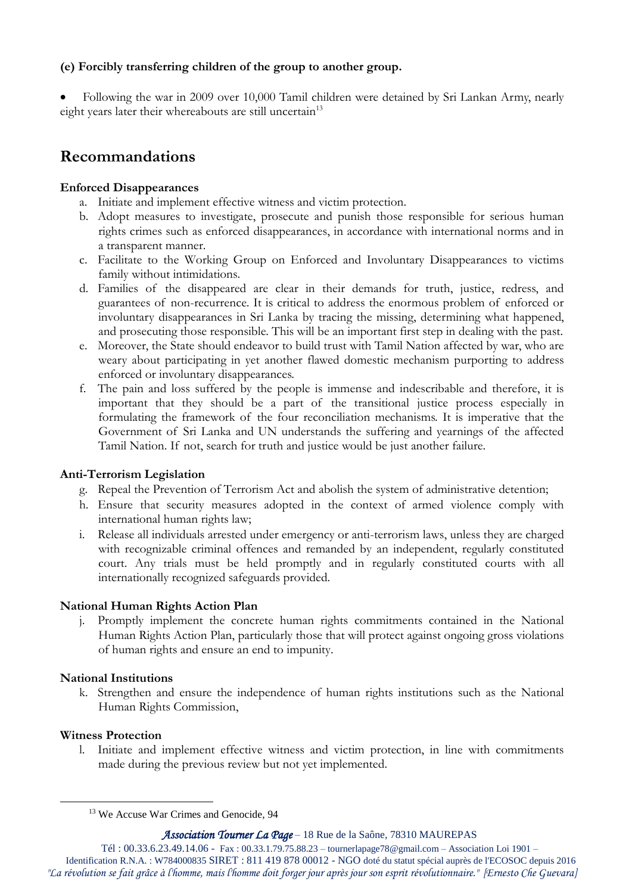**(e) Forcibly transferring children of the group to another group.**

- Following the war in 2009 over 10,000 Tamil children were detained by Sri Lankan Army, nearly eight years later their whereabouts are still uncertain[13]

## Recommandations

**Enforced Disappearances**

a. Initiate and implement effective witness and victim protection.
b. Adopt measures to investigate, prosecute and punish those responsible for serious human rights crimes such as enforced disappearances, in accordance with international norms and in a transparent manner.
c. Facilitate to the Working Group on Enforced and Involuntary Disappearances to victims family without intimidations.
d. Families of the disappeared are clear in their demands for truth, justice, redress, and guarantees of non-recurrence. It is critical to address the enormous problem of enforced or involuntary disappearances in Sri Lanka by tracing the missing, determining what happened, and prosecuting those responsible. This will be an important first step in dealing with the past.
e. Moreover, the State should endeavor to build trust with Tamil Nation affected by war, who are weary about participating in yet another flawed domestic mechanism purporting to address enforced or involuntary disappearances.
f. The pain and loss suffered by the people is immense and indescribable and therefore, it is important that they should be a part of the transitional justice process especially in formulating the framework of the four reconciliation mechanisms. It is imperative that the Government of Sri Lanka and UN understands the suffering and yearnings of the affected Tamil Nation. If not, search for truth and justice would be just another failure.

**Anti-Terrorism Legislation**

g. Repeal the Prevention of Terrorism Act and abolish the system of administrative detention;
h. Ensure that security measures adopted in the context of armed violence comply with international human rights law;
i. Release all individuals arrested under emergency or anti-terrorism laws, unless they are charged with recognizable criminal offences and remanded by an independent, regularly constituted court. Any trials must be held promptly and in regularly constituted courts with all internationally recognized safeguards provided.

**National Human Rights Action Plan**

j. Promptly implement the concrete human rights commitments contained in the National Human Rights Action Plan, particularly those that will protect against ongoing gross violations of human rights and ensure an end to impunity.

**National Institutions**

k. Strengthen and ensure the independence of human rights institutions such as the National Human Rights Commission,

**Witness Protection**

l. Initiate and implement effective witness and victim protection, in line with commitments made during the previous review but not yet implemented.

---

[13] We Accuse War Crimes and Genocide, 94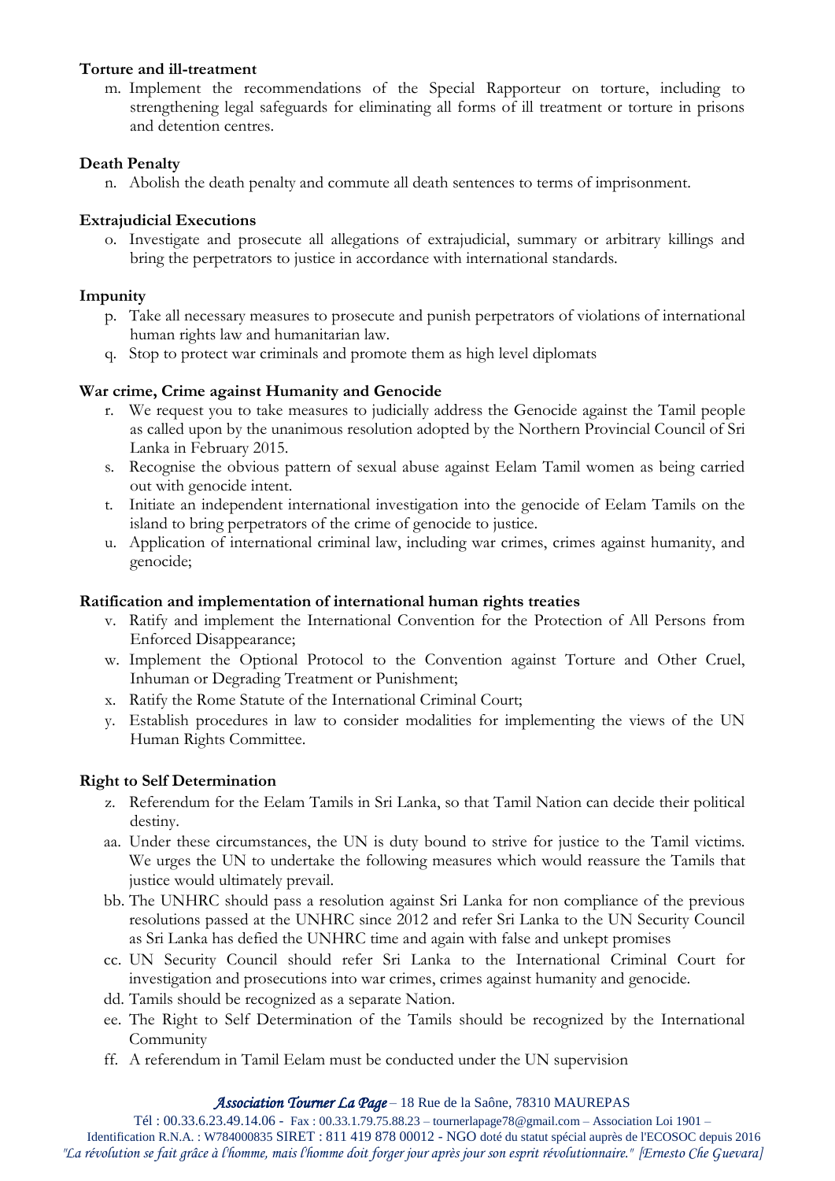**Torture and ill-treatment**

m. Implement the recommendations of the Special Rapporteur on torture, including to strengthening legal safeguards for eliminating all forms of ill treatment or torture in prisons and detention centres.

**Death Penalty**

n. Abolish the death penalty and commute all death sentences to terms of imprisonment.

**Extrajudicial Executions**

o. Investigate and prosecute all allegations of extrajudicial, summary or arbitrary killings and bring the perpetrators to justice in accordance with international standards.

**Impunity**

p. Take all necessary measures to prosecute and punish perpetrators of violations of international human rights law and humanitarian law.
q. Stop to protect war criminals and promote them as high level diplomats

**War crime, Crime against Humanity and Genocide**

r. We request you to take measures to judicially address the Genocide against the Tamil people as called upon by the unanimous resolution adopted by the Northern Provincial Council of Sri Lanka in February 2015.
s. Recognise the obvious pattern of sexual abuse against Eelam Tamil women as being carried out with genocide intent.
t. Initiate an independent international investigation into the genocide of Eelam Tamils on the island to bring perpetrators of the crime of genocide to justice.
u. Application of international criminal law, including war crimes, crimes against humanity, and genocide;

**Ratification and implementation of international human rights treaties**

v. Ratify and implement the International Convention for the Protection of All Persons from Enforced Disappearance;
w. Implement the Optional Protocol to the Convention against Torture and Other Cruel, Inhuman or Degrading Treatment or Punishment;
x. Ratify the Rome Statute of the International Criminal Court;
y. Establish procedures in law to consider modalities for implementing the views of the UN Human Rights Committee.

**Right to Self Determination**

z. Referendum for the Eelam Tamils in Sri Lanka, so that Tamil Nation can decide their political destiny.
aa. Under these circumstances, the UN is duty bound to strive for justice to the Tamil victims. We urges the UN to undertake the following measures which would reassure the Tamils that justice would ultimately prevail.
bb. The UNHRC should pass a resolution against Sri Lanka for non compliance of the previous resolutions passed at the UNHRC since 2012 and refer Sri Lanka to the UN Security Council as Sri Lanka has defied the UNHRC time and again with false and unkept promises
cc. UN Security Council should refer Sri Lanka to the International Criminal Court for investigation and prosecutions into war crimes, crimes against humanity and genocide.
dd. Tamils should be recognized as a separate Nation.
ee. The Right to Self Determination of the Tamils should be recognized by the International Community
ff. A referendum in Tamil Eelam must be conducted under the UN supervision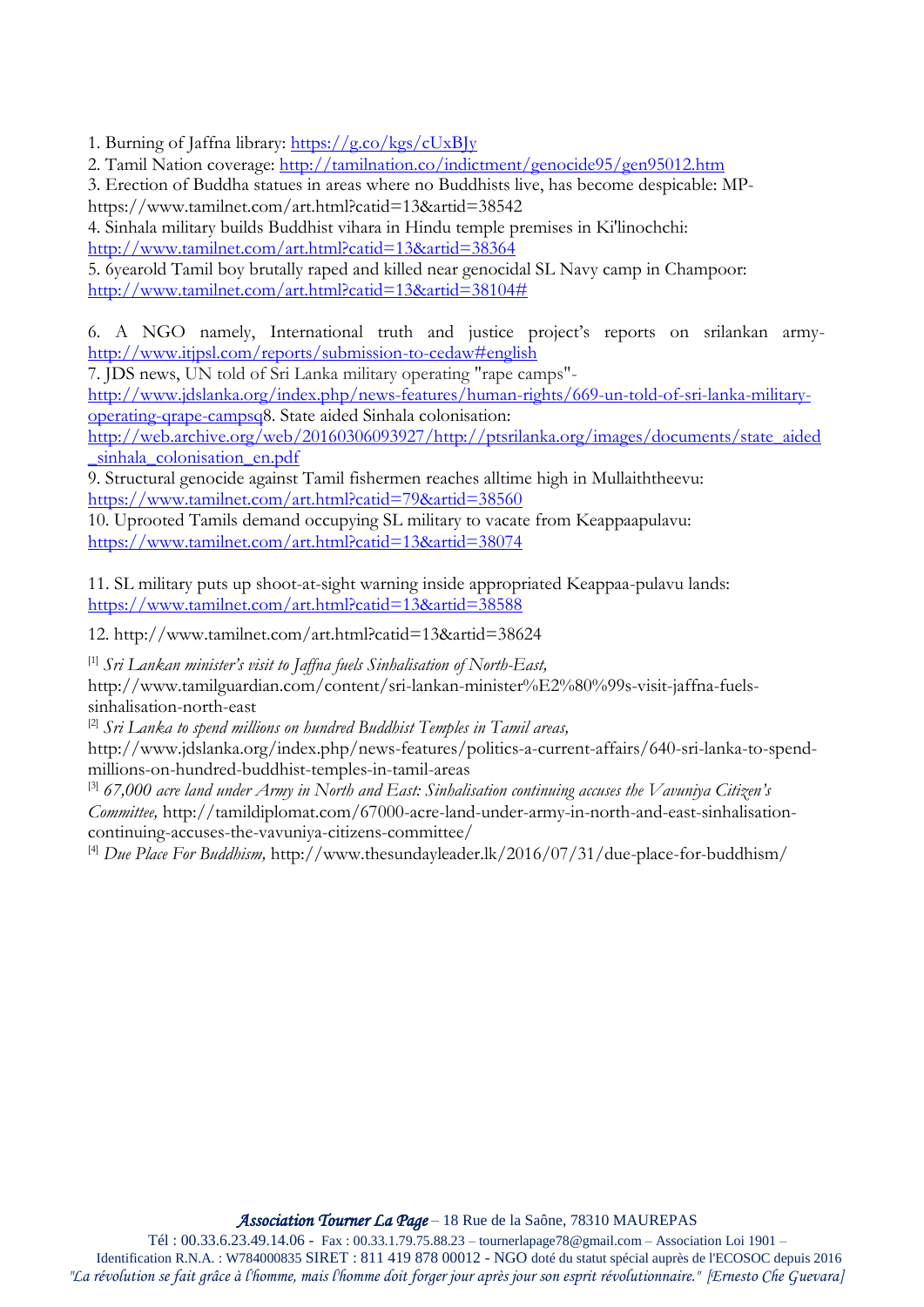1. Burning of Jaffna library: https://g.co/kgs/cUxBJy
2. Tamil Nation coverage: http://tamilnation.co/indictment/genocide95/gen95012.htm
3. Erection of Buddha statues in areas where no Buddhists live, has become despicable: MP-https://www.tamilnet.com/art.html?catid=13&artid=38542
4. Sinhala military builds Buddhist vihara in Hindu temple premises in Ki'linochchi: http://www.tamilnet.com/art.html?catid=13&artid=38364
5. 6yearold Tamil boy brutally raped and killed near genocidal SL Navy camp in Champoor: http://www.tamilnet.com/art.html?catid=13&artid=38104#

6. A NGO namely, International truth and justice project's reports on srilankan army- http://www.itjpsl.com/reports/submission-to-cedaw#english
7. JDS news, UN told of Sri Lanka military operating "rape camps"- http://www.jdslanka.org/index.php/news-features/human-rights/669-un-told-of-sri-lanka-military-operating-qrape-campsq8. State aided Sinhala colonisation: http://web.archive.org/web/20160306093927/http://ptsrilanka.org/images/documents/state_aided_sinhala_colonisation_en.pdf
9. Structural genocide against Tamil fishermen reaches alltime high in Mullaiththeevu: https://www.tamilnet.com/art.html?catid=79&artid=38560
10. Uprooted Tamils demand occupying SL military to vacate from Keappaapulavu: https://www.tamilnet.com/art.html?catid=13&artid=38074

11. SL military puts up shoot-at-sight warning inside appropriated Keappaa-pulavu lands: https://www.tamilnet.com/art.html?catid=13&artid=38588

12. http://www.tamilnet.com/art.html?catid=13&artid=38624

[1] *Sri Lankan minister's visit to Jaffna fuels Sinhalisation of North-East,* http://www.tamilguardian.com/content/sri-lankan-minister%E2%80%99s-visit-jaffna-fuels-sinhalisation-north-east
[2] *Sri Lanka to spend millions on hundred Buddhist Temples in Tamil areas,* http://www.jdslanka.org/index.php/news-features/politics-a-current-affairs/640-sri-lanka-to-spend-millions-on-hundred-buddhist-temples-in-tamil-areas
[3] *67,000 acre land under Army in North and East: Sinhalisation continuing accuses the Vavuniya Citizen's Committee,* http://tamildiplomat.com/67000-acre-land-under-army-in-north-and-east-sinhalisation-continuing-accuses-the-vavuniya-citizens-committee/
[4] *Due Place For Buddhism,* http://www.thesundayleader.lk/2016/07/31/due-place-for-buddhism/